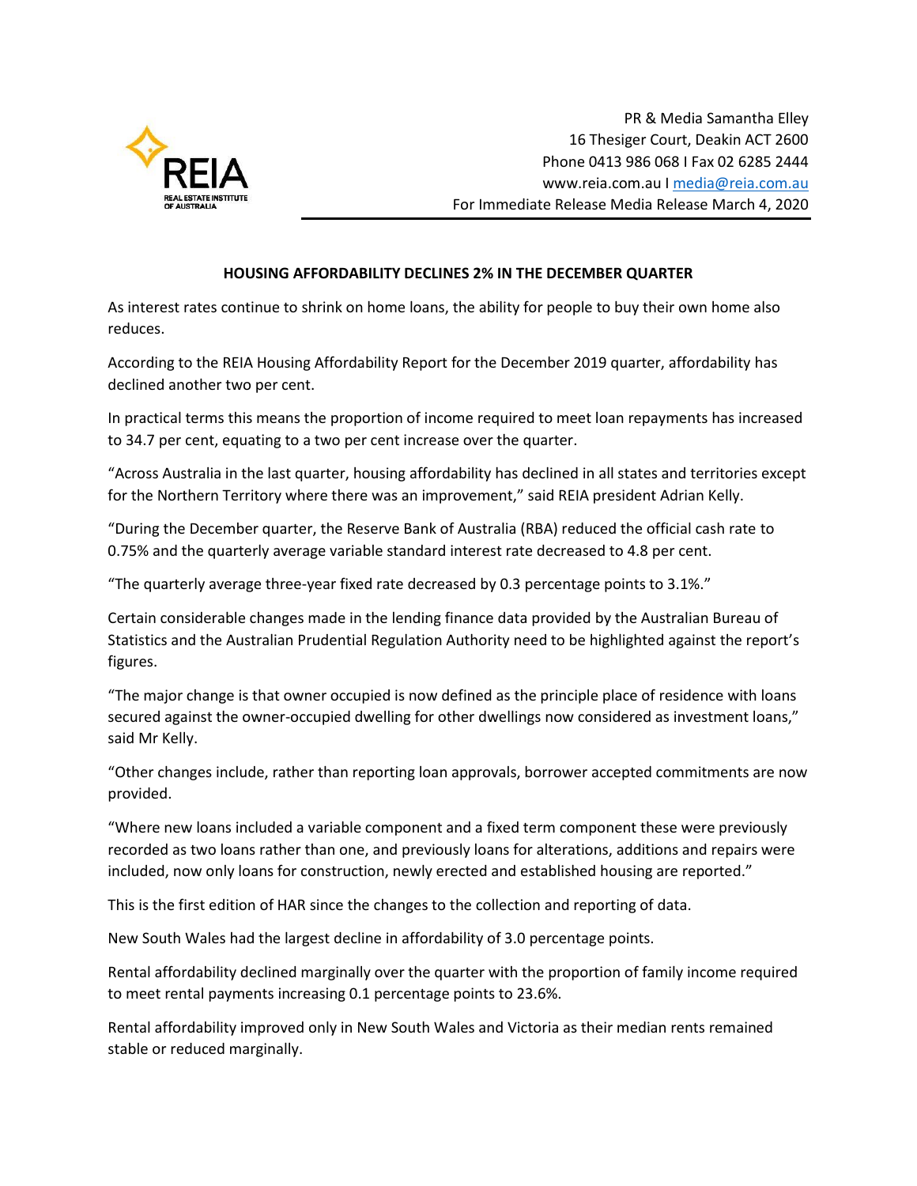REIA
REAL ESTATE INSTITUTE OF AUSTRALIA

PR & Media Samantha Elley
16 Thesiger Court, Deakin ACT 2600
Phone 0413 986 068 I Fax 02 6285 2444
www.reia.com.au I media@reia.com.au
For Immediate Release Media Release March 4, 2020

## HOUSING AFFORDABILITY DECLINES 2% IN THE DECEMBER QUARTER

As interest rates continue to shrink on home loans, the ability for people to buy their own home also reduces.

According to the REIA Housing Affordability Report for the December 2019 quarter, affordability has declined another two per cent.

In practical terms this means the proportion of income required to meet loan repayments has increased to 34.7 per cent, equating to a two per cent increase over the quarter.

"Across Australia in the last quarter, housing affordability has declined in all states and territories except for the Northern Territory where there was an improvement," said REIA president Adrian Kelly.

"During the December quarter, the Reserve Bank of Australia (RBA) reduced the official cash rate to 0.75% and the quarterly average variable standard interest rate decreased to 4.8 per cent.

"The quarterly average three-year fixed rate decreased by 0.3 percentage points to 3.1%."

Certain considerable changes made in the lending finance data provided by the Australian Bureau of Statistics and the Australian Prudential Regulation Authority need to be highlighted against the report's figures.

"The major change is that owner occupied is now defined as the principle place of residence with loans secured against the owner-occupied dwelling for other dwellings now considered as investment loans," said Mr Kelly.

"Other changes include, rather than reporting loan approvals, borrower accepted commitments are now provided.

"Where new loans included a variable component and a fixed term component these were previously recorded as two loans rather than one, and previously loans for alterations, additions and repairs were included, now only loans for construction, newly erected and established housing are reported."

This is the first edition of HAR since the changes to the collection and reporting of data.

New South Wales had the largest decline in affordability of 3.0 percentage points.

Rental affordability declined marginally over the quarter with the proportion of family income required to meet rental payments increasing 0.1 percentage points to 23.6%.

Rental affordability improved only in New South Wales and Victoria as their median rents remained stable or reduced marginally.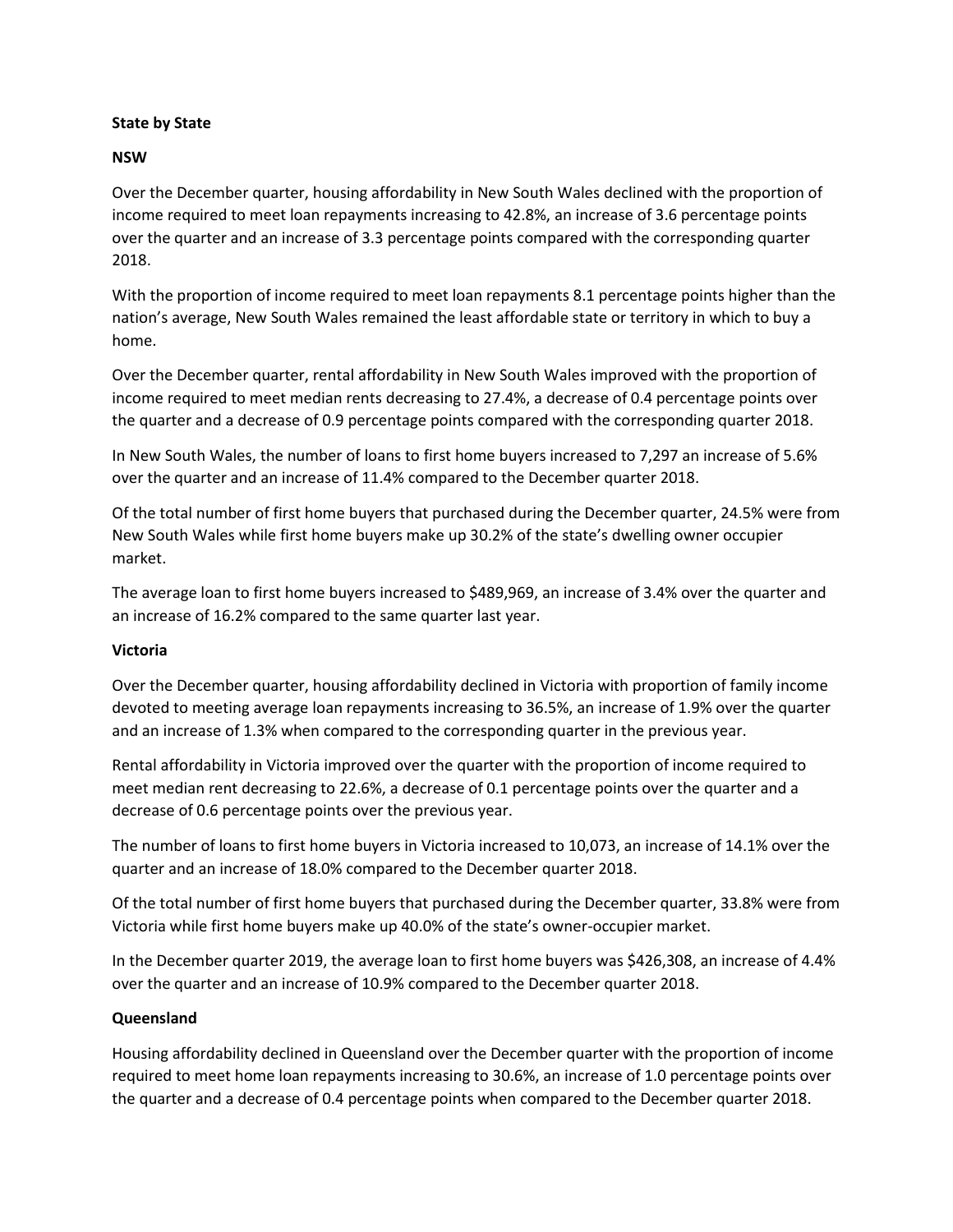**State by State**

**NSW**

Over the December quarter, housing affordability in New South Wales declined with the proportion of income required to meet loan repayments increasing to 42.8%, an increase of 3.6 percentage points over the quarter and an increase of 3.3 percentage points compared with the corresponding quarter 2018.

With the proportion of income required to meet loan repayments 8.1 percentage points higher than the nation's average, New South Wales remained the least affordable state or territory in which to buy a home.

Over the December quarter, rental affordability in New South Wales improved with the proportion of income required to meet median rents decreasing to 27.4%, a decrease of 0.4 percentage points over the quarter and a decrease of 0.9 percentage points compared with the corresponding quarter 2018.

In New South Wales, the number of loans to first home buyers increased to 7,297 an increase of 5.6% over the quarter and an increase of 11.4% compared to the December quarter 2018.

Of the total number of first home buyers that purchased during the December quarter, 24.5% were from New South Wales while first home buyers make up 30.2% of the state's dwelling owner occupier market.

The average loan to first home buyers increased to $489,969, an increase of 3.4% over the quarter and an increase of 16.2% compared to the same quarter last year.

**Victoria**

Over the December quarter, housing affordability declined in Victoria with proportion of family income devoted to meeting average loan repayments increasing to 36.5%, an increase of 1.9% over the quarter and an increase of 1.3% when compared to the corresponding quarter in the previous year.

Rental affordability in Victoria improved over the quarter with the proportion of income required to meet median rent decreasing to 22.6%, a decrease of 0.1 percentage points over the quarter and a decrease of 0.6 percentage points over the previous year.

The number of loans to first home buyers in Victoria increased to 10,073, an increase of 14.1% over the quarter and an increase of 18.0% compared to the December quarter 2018.

Of the total number of first home buyers that purchased during the December quarter, 33.8% were from Victoria while first home buyers make up 40.0% of the state's owner-occupier market.

In the December quarter 2019, the average loan to first home buyers was $426,308, an increase of 4.4% over the quarter and an increase of 10.9% compared to the December quarter 2018.

**Queensland**

Housing affordability declined in Queensland over the December quarter with the proportion of income required to meet home loan repayments increasing to 30.6%, an increase of 1.0 percentage points over the quarter and a decrease of 0.4 percentage points when compared to the December quarter 2018.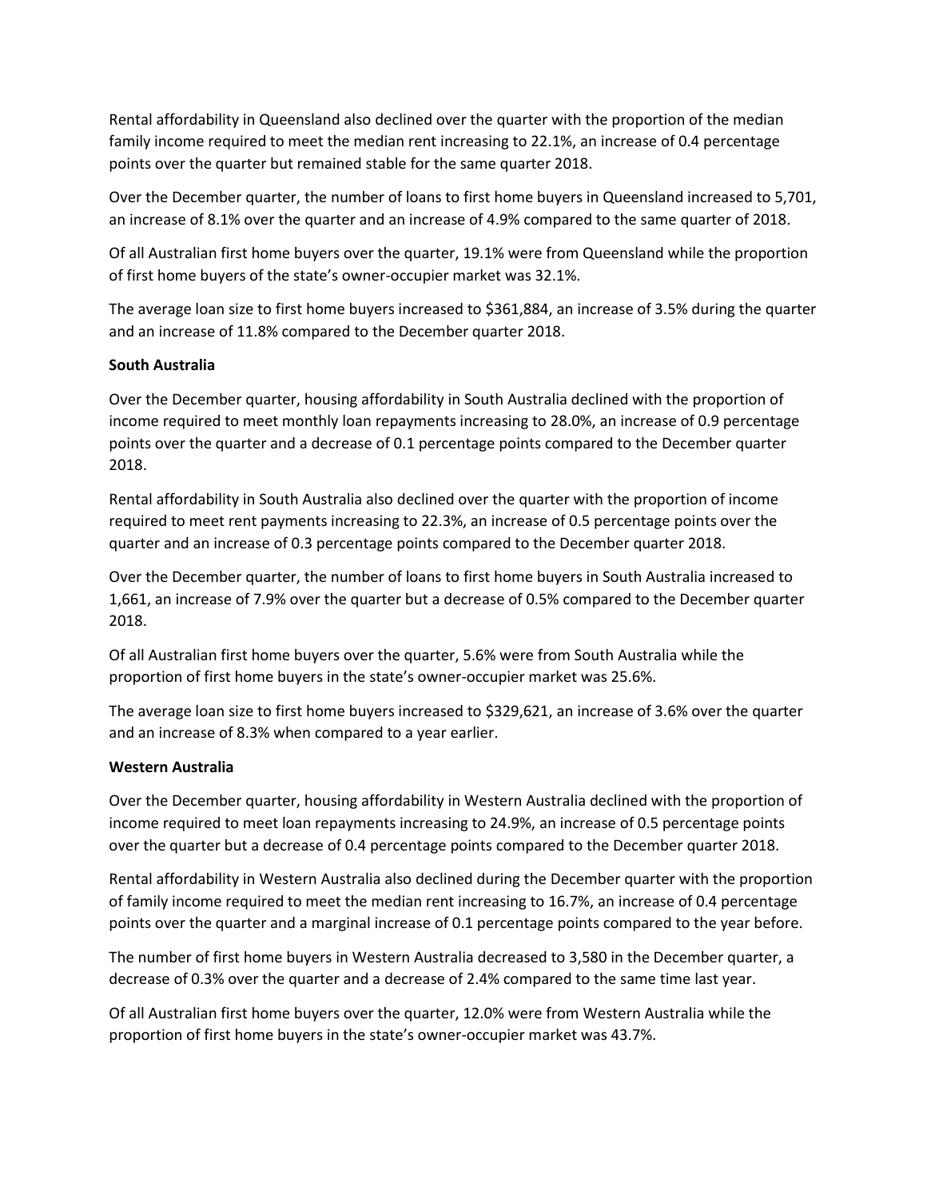Rental affordability in Queensland also declined over the quarter with the proportion of the median family income required to meet the median rent increasing to 22.1%, an increase of 0.4 percentage points over the quarter but remained stable for the same quarter 2018.

Over the December quarter, the number of loans to first home buyers in Queensland increased to 5,701, an increase of 8.1% over the quarter and an increase of 4.9% compared to the same quarter of 2018.

Of all Australian first home buyers over the quarter, 19.1% were from Queensland while the proportion of first home buyers of the state's owner-occupier market was 32.1%.

The average loan size to first home buyers increased to $361,884, an increase of 3.5% during the quarter and an increase of 11.8% compared to the December quarter 2018.

**South Australia**

Over the December quarter, housing affordability in South Australia declined with the proportion of income required to meet monthly loan repayments increasing to 28.0%, an increase of 0.9 percentage points over the quarter and a decrease of 0.1 percentage points compared to the December quarter 2018.

Rental affordability in South Australia also declined over the quarter with the proportion of income required to meet rent payments increasing to 22.3%, an increase of 0.5 percentage points over the quarter and an increase of 0.3 percentage points compared to the December quarter 2018.

Over the December quarter, the number of loans to first home buyers in South Australia increased to 1,661, an increase of 7.9% over the quarter but a decrease of 0.5% compared to the December quarter 2018.

Of all Australian first home buyers over the quarter, 5.6% were from South Australia while the proportion of first home buyers in the state's owner-occupier market was 25.6%.

The average loan size to first home buyers increased to $329,621, an increase of 3.6% over the quarter and an increase of 8.3% when compared to a year earlier.

**Western Australia**

Over the December quarter, housing affordability in Western Australia declined with the proportion of income required to meet loan repayments increasing to 24.9%, an increase of 0.5 percentage points over the quarter but a decrease of 0.4 percentage points compared to the December quarter 2018.

Rental affordability in Western Australia also declined during the December quarter with the proportion of family income required to meet the median rent increasing to 16.7%, an increase of 0.4 percentage points over the quarter and a marginal increase of 0.1 percentage points compared to the year before.

The number of first home buyers in Western Australia decreased to 3,580 in the December quarter, a decrease of 0.3% over the quarter and a decrease of 2.4% compared to the same time last year.

Of all Australian first home buyers over the quarter, 12.0% were from Western Australia while the proportion of first home buyers in the state's owner-occupier market was 43.7%.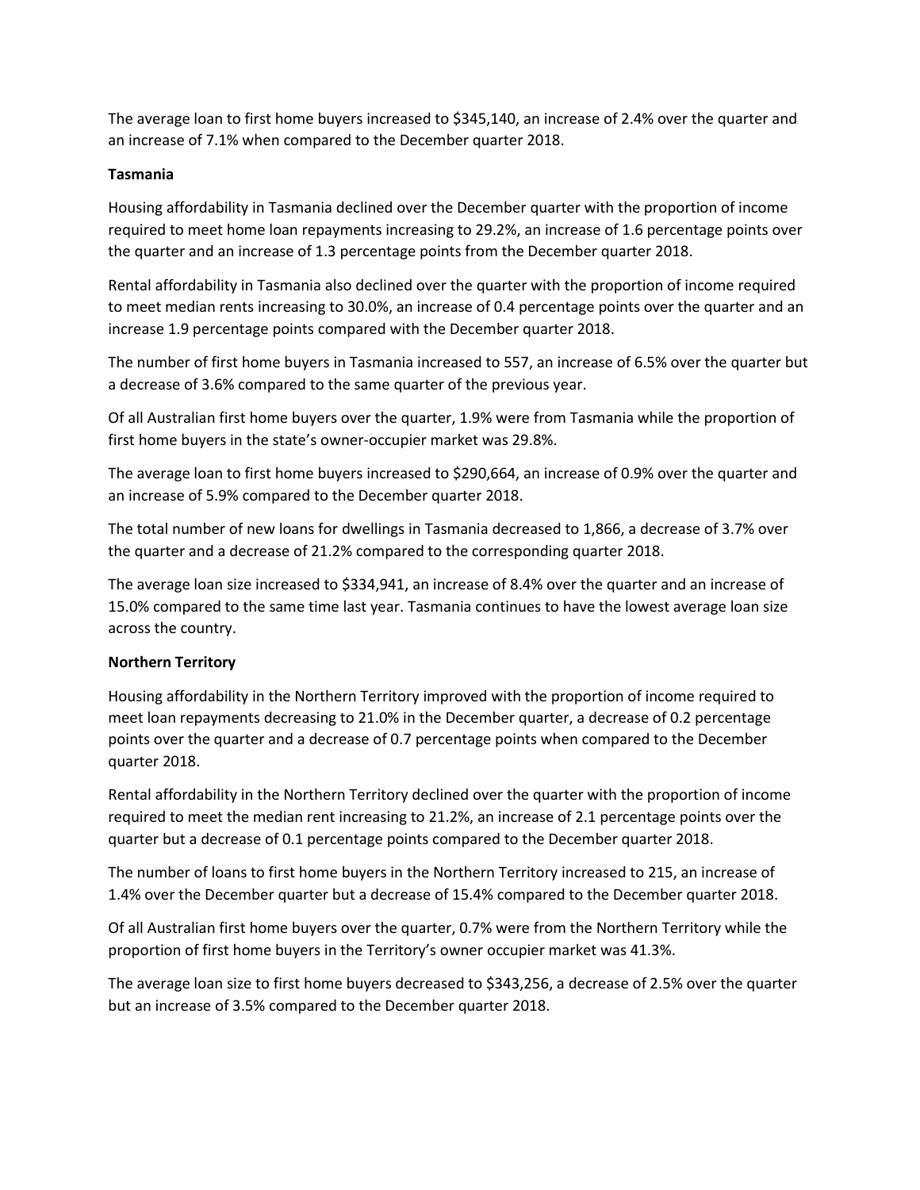The average loan to first home buyers increased to $345,140, an increase of 2.4% over the quarter and an increase of 7.1% when compared to the December quarter 2018.

**Tasmania**

Housing affordability in Tasmania declined over the December quarter with the proportion of income required to meet home loan repayments increasing to 29.2%, an increase of 1.6 percentage points over the quarter and an increase of 1.3 percentage points from the December quarter 2018.

Rental affordability in Tasmania also declined over the quarter with the proportion of income required to meet median rents increasing to 30.0%, an increase of 0.4 percentage points over the quarter and an increase 1.9 percentage points compared with the December quarter 2018.

The number of first home buyers in Tasmania increased to 557, an increase of 6.5% over the quarter but a decrease of 3.6% compared to the same quarter of the previous year.

Of all Australian first home buyers over the quarter, 1.9% were from Tasmania while the proportion of first home buyers in the state's owner-occupier market was 29.8%.

The average loan to first home buyers increased to $290,664, an increase of 0.9% over the quarter and an increase of 5.9% compared to the December quarter 2018.

The total number of new loans for dwellings in Tasmania decreased to 1,866, a decrease of 3.7% over the quarter and a decrease of 21.2% compared to the corresponding quarter 2018.

The average loan size increased to $334,941, an increase of 8.4% over the quarter and an increase of 15.0% compared to the same time last year. Tasmania continues to have the lowest average loan size across the country.

**Northern Territory**

Housing affordability in the Northern Territory improved with the proportion of income required to meet loan repayments decreasing to 21.0% in the December quarter, a decrease of 0.2 percentage points over the quarter and a decrease of 0.7 percentage points when compared to the December quarter 2018.

Rental affordability in the Northern Territory declined over the quarter with the proportion of income required to meet the median rent increasing to 21.2%, an increase of 2.1 percentage points over the quarter but a decrease of 0.1 percentage points compared to the December quarter 2018.

The number of loans to first home buyers in the Northern Territory increased to 215, an increase of 1.4% over the December quarter but a decrease of 15.4% compared to the December quarter 2018.

Of all Australian first home buyers over the quarter, 0.7% were from the Northern Territory while the proportion of first home buyers in the Territory's owner occupier market was 41.3%.

The average loan size to first home buyers decreased to $343,256, a decrease of 2.5% over the quarter but an increase of 3.5% compared to the December quarter 2018.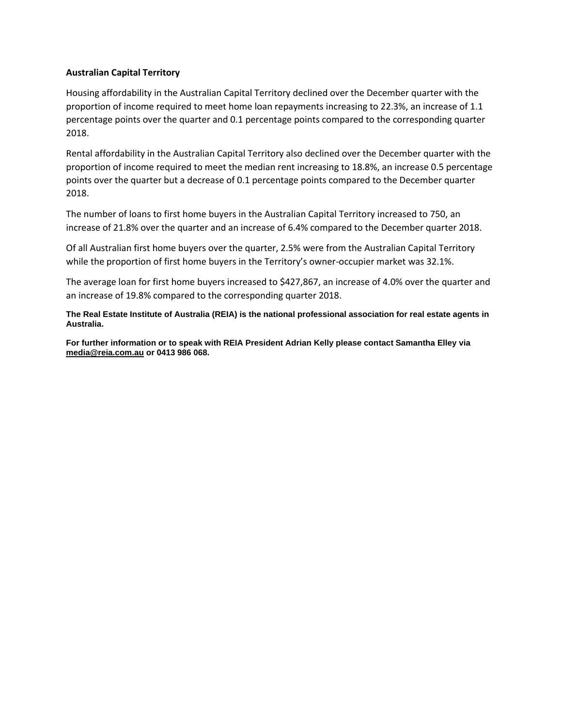**Australian Capital Territory**

Housing affordability in the Australian Capital Territory declined over the December quarter with the proportion of income required to meet home loan repayments increasing to 22.3%, an increase of 1.1 percentage points over the quarter and 0.1 percentage points compared to the corresponding quarter 2018.

Rental affordability in the Australian Capital Territory also declined over the December quarter with the proportion of income required to meet the median rent increasing to 18.8%, an increase 0.5 percentage points over the quarter but a decrease of 0.1 percentage points compared to the December quarter 2018.

The number of loans to first home buyers in the Australian Capital Territory increased to 750, an increase of 21.8% over the quarter and an increase of 6.4% compared to the December quarter 2018.

Of all Australian first home buyers over the quarter, 2.5% were from the Australian Capital Territory while the proportion of first home buyers in the Territory's owner-occupier market was 32.1%.

The average loan for first home buyers increased to $427,867, an increase of 4.0% over the quarter and an increase of 19.8% compared to the corresponding quarter 2018.

**The Real Estate Institute of Australia (REIA) is the national professional association for real estate agents in Australia.**

**For further information or to speak with REIA President Adrian Kelly please contact Samantha Elley via media@reia.com.au or 0413 986 068.**